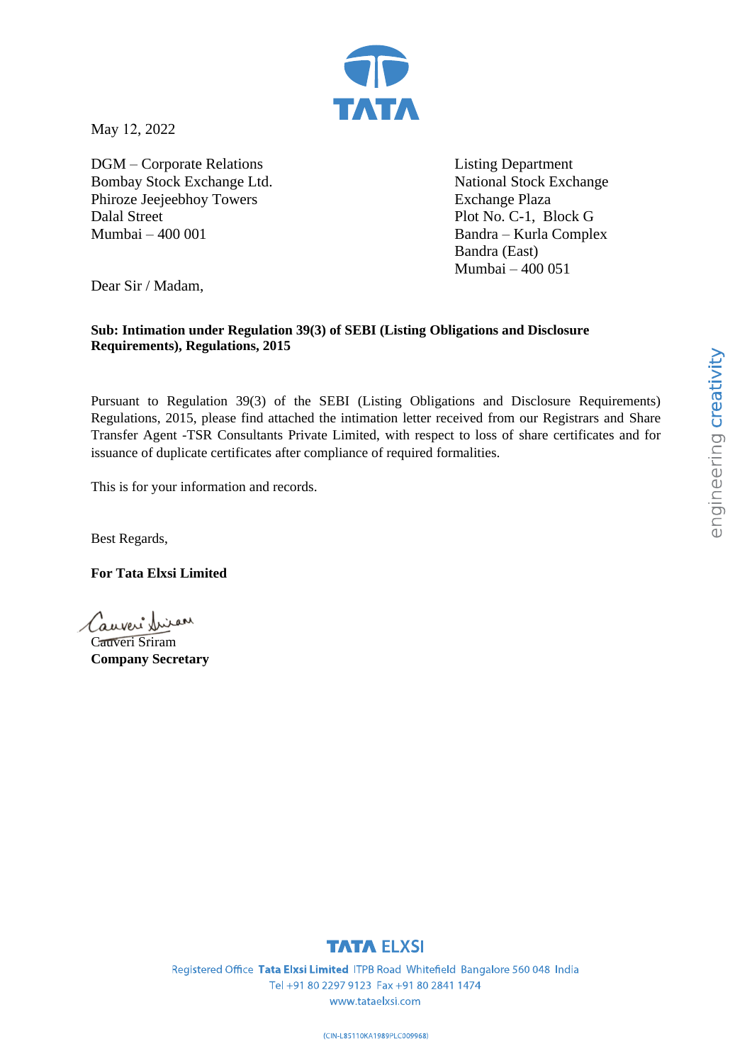May 12, 2022

DGM – Corporate Relations
Bombay Stock Exchange Ltd.
Phiroze Jeejeebhoy Towers
Dalal Street
Mumbai – 400 001

Listing Department
National Stock Exchange
Exchange Plaza
Plot No. C-1, Block G
Bandra – Kurla Complex
Bandra (East)
Mumbai – 400 051

Dear Sir / Madam,

**Sub: Intimation under Regulation 39(3) of SEBI (Listing Obligations and Disclosure Requirements), Regulations, 2015**

Pursuant to Regulation 39(3) of the SEBI (Listing Obligations and Disclosure Requirements) Regulations, 2015, please find attached the intimation letter received from our Registrars and Share Transfer Agent -TSR Consultants Private Limited, with respect to loss of share certificates and for issuance of duplicate certificates after compliance of required formalities.

This is for your information and records.

Best Regards,

**For Tata Elxsi Limited**

Cauveri Sriram
**Company Secretary**

engineering creativity

TATA ELXSI

Registered Office **Tata Elxsi Limited** ITPB Road Whitefield Bangalore 560 048 India
Tel +91 80 2297 9123 Fax +91 80 2841 1474
www.tataelxsi.com

(CIN-L85110KA1989PLC009968)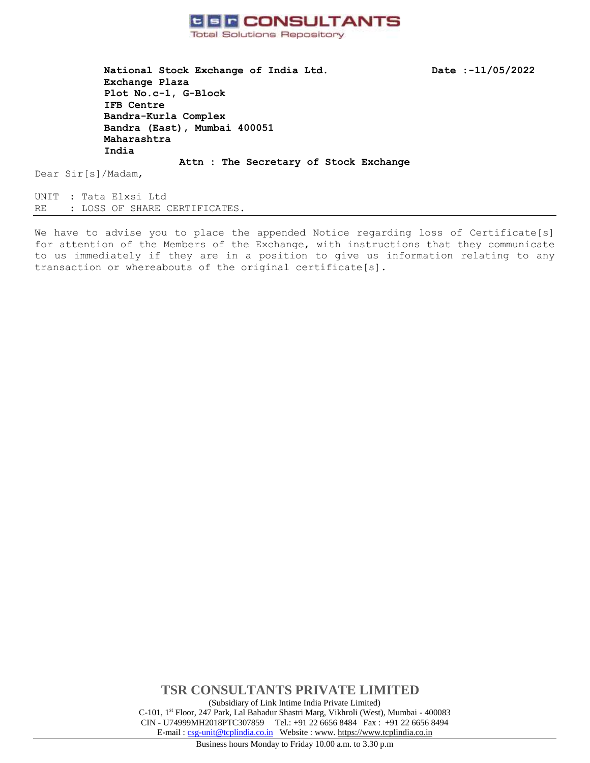**tsr CONSULTANTS**
Total Solutions Repository

**National Stock Exchange of India Ltd.**
**Exchange Plaza**
**Plot No.c-1, G-Block**
**IFB Centre**
**Bandra-Kurla Complex**
**Bandra (East), Mumbai 400051**
**Maharashtra**
**India**

**Date :-11/05/2022**

**Attn : The Secretary of Stock Exchange**

Dear Sir[s]/Madam,

UNIT : Tata Elxsi Ltd
RE : LOSS OF SHARE CERTIFICATES.

---

We have to advise you to place the appended Notice regarding loss of Certificate[s] for attention of the Members of the Exchange, with instructions that they communicate to us immediately if they are in a position to give us information relating to any transaction or whereabouts of the original certificate[s].

**TSR CONSULTANTS PRIVATE LIMITED**
(Subsidiary of Link Intime India Private Limited)
C-101, 1st Floor, 247 Park, Lal Bahadur Shastri Marg, Vikhroli (West), Mumbai - 400083
CIN - U74999MH2018PTC307859 Tel.: +91 22 6656 8484 Fax : +91 22 6656 8494
E-mail : csg-unit@tcplindia.co.in Website : www. https://www.tcplindia.co.in

Business hours Monday to Friday 10.00 a.m. to 3.30 p.m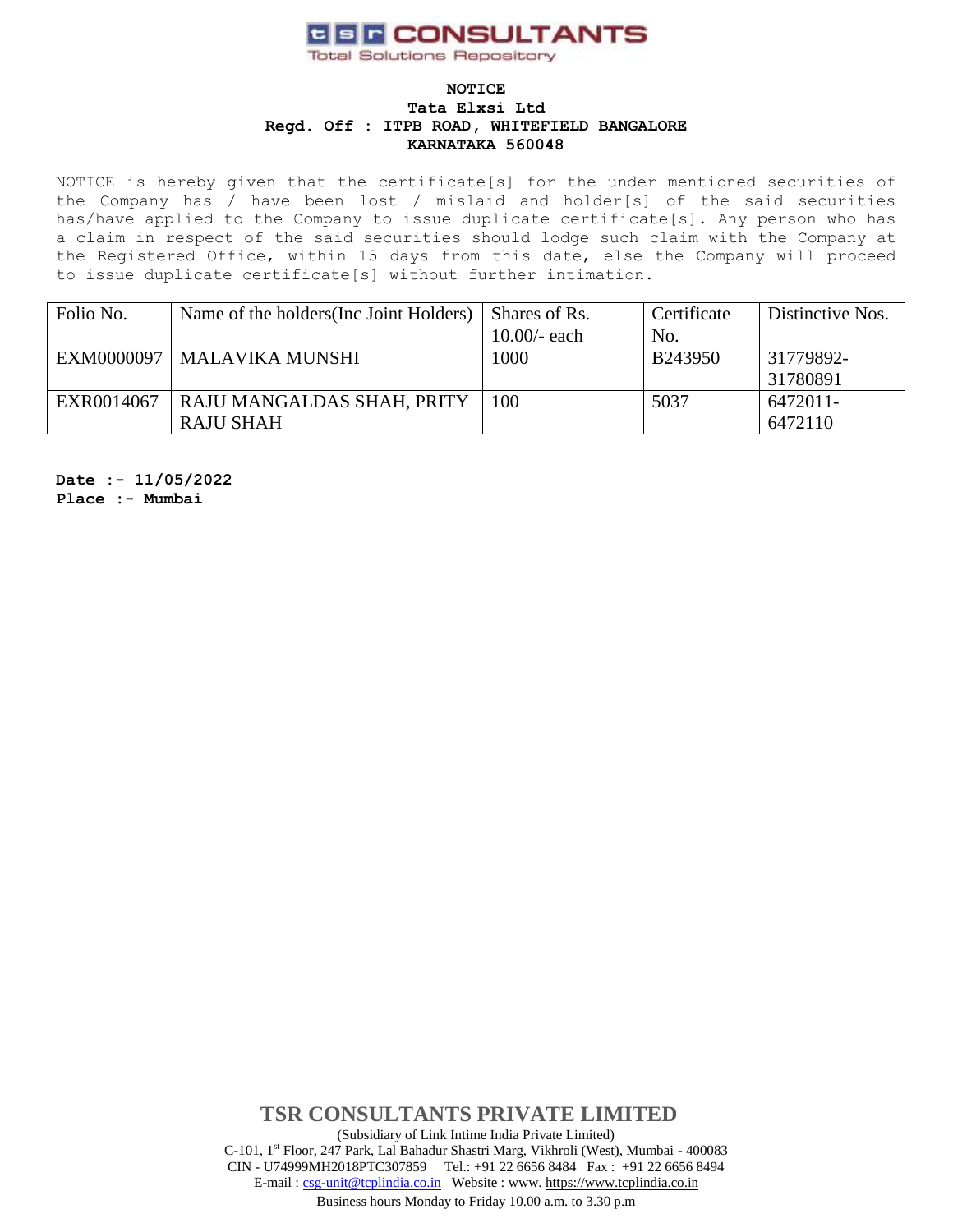**tsr CONSULTANTS**
Total Solutions Repository

**NOTICE**
**Tata Elxsi Ltd**
**Regd. Off : ITPB ROAD, WHITEFIELD BANGALORE**
**KARNATAKA 560048**

NOTICE is hereby given that the certificate[s] for the under mentioned securities of the Company has / have been lost / mislaid and holder[s] of the said securities has/have applied to the Company to issue duplicate certificate[s]. Any person who has a claim in respect of the said securities should lodge such claim with the Company at the Registered Office, within 15 days from this date, else the Company will proceed to issue duplicate certificate[s] without further intimation.

| Folio No. | Name of the holders(Inc Joint Holders) | Shares of Rs. 10.00/- each | Certificate No. | Distinctive Nos. |
|---|---|---|---|---|
| EXM0000097 | MALAVIKA MUNSHI | 1000 | B243950 | 31779892-31780891 |
| EXR0014067 | RAJU MANGALDAS SHAH, PRITY RAJU SHAH | 100 | 5037 | 6472011-6472110 |

**Date :- 11/05/2022**
**Place :- Mumbai**

**TSR CONSULTANTS PRIVATE LIMITED**
(Subsidiary of Link Intime India Private Limited)
C-101, 1st Floor, 247 Park, Lal Bahadur Shastri Marg, Vikhroli (West), Mumbai - 400083
CIN - U74999MH2018PTC307859 Tel.: +91 22 6656 8484 Fax : +91 22 6656 8494
E-mail : csg-unit@tcplindia.co.in Website : www. https://www.tcplindia.co.in
Business hours Monday to Friday 10.00 a.m. to 3.30 p.m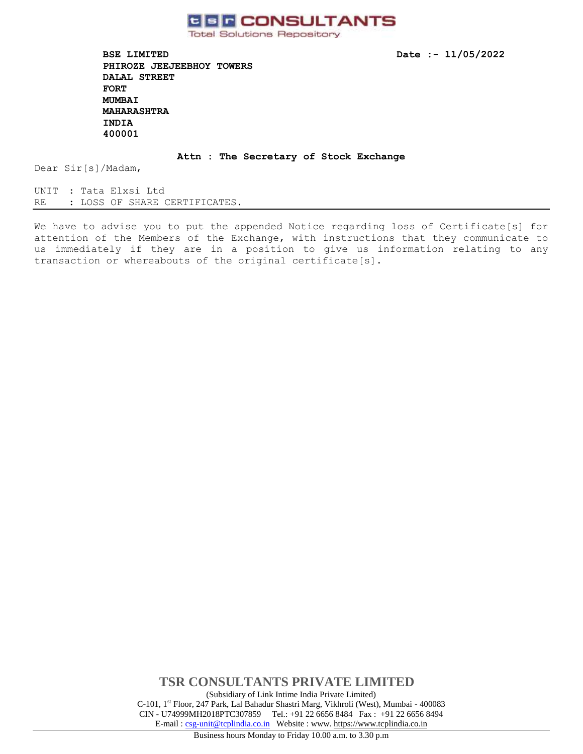**TSR CONSULTANTS**
Total Solutions Repository

**BSE LIMITED**
**PHIROZE JEEJEEBHOY TOWERS**
**DALAL STREET**
**FORT**
**MUMBAI**
**MAHARASHTRA**
**INDIA**
**400001**

**Date :- 11/05/2022**

**Attn : The Secretary of Stock Exchange**

Dear Sir[s]/Madam,

UNIT : Tata Elxsi Ltd
RE : LOSS OF SHARE CERTIFICATES.

---

We have to advise you to put the appended Notice regarding loss of Certificate[s] for attention of the Members of the Exchange, with instructions that they communicate to us immediately if they are in a position to give us information relating to any transaction or whereabouts of the original certificate[s].

**TSR CONSULTANTS PRIVATE LIMITED**
(Subsidiary of Link Intime India Private Limited)
C-101, 1st Floor, 247 Park, Lal Bahadur Shastri Marg, Vikhroli (West), Mumbai - 400083
CIN - U74999MH2018PTC307859 Tel.: +91 22 6656 8484 Fax : +91 22 6656 8494
E-mail : csg-unit@tcplindia.co.in Website : www. https://www.tcplindia.co.in

Business hours Monday to Friday 10.00 a.m. to 3.30 p.m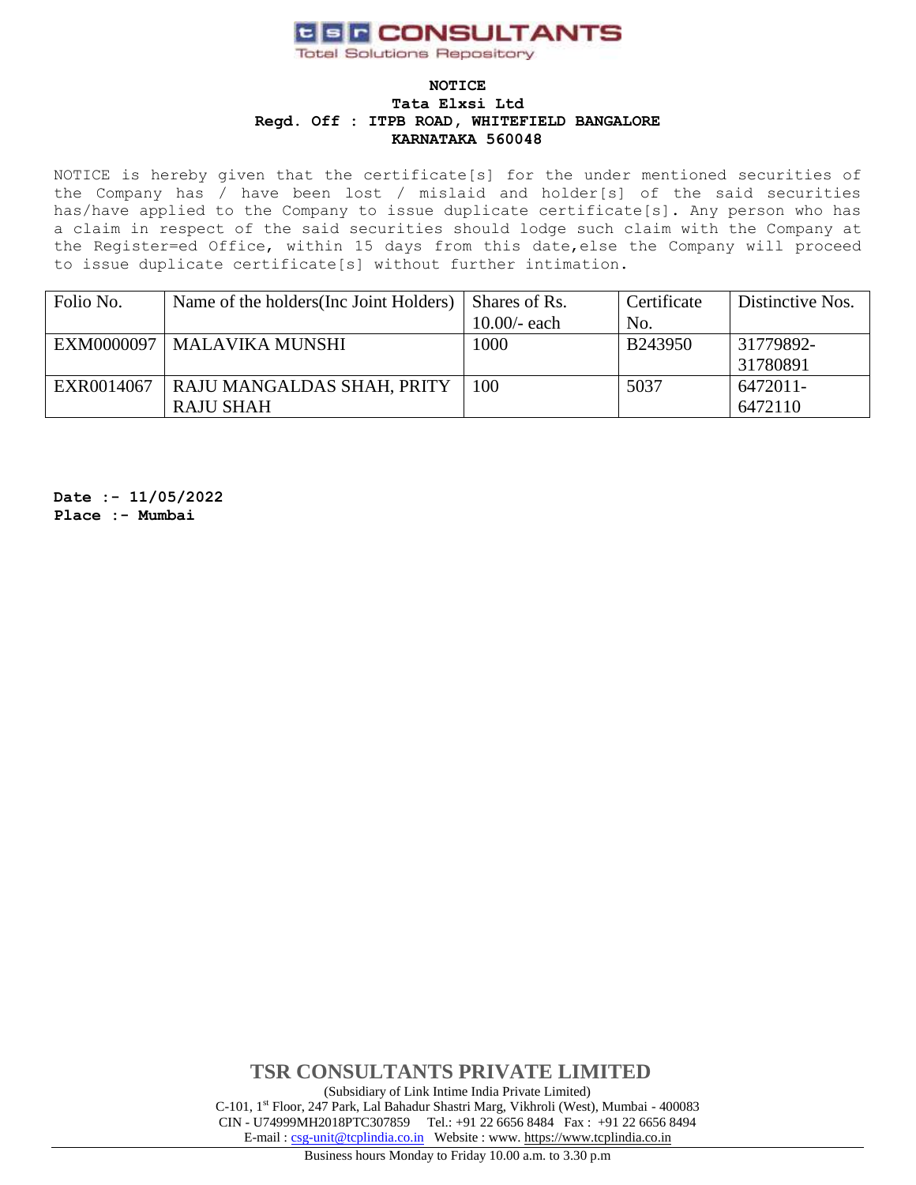**TSR CONSULTANTS**
Total Solutions Repository

**NOTICE**
**Tata Elxsi Ltd**
**Regd. Off : ITPB ROAD, WHITEFIELD BANGALORE**
**KARNATAKA 560048**

NOTICE is hereby given that the certificate[s] for the under mentioned securities of the Company has / have been lost / mislaid and holder[s] of the said securities has/have applied to the Company to issue duplicate certificate[s]. Any person who has a claim in respect of the said securities should lodge such claim with the Company at the Register=ed Office, within 15 days from this date,else the Company will proceed to issue duplicate certificate[s] without further intimation.

| Folio No. | Name of the holders(Inc Joint Holders) | Shares of Rs. 10.00/- each | Certificate No. | Distinctive Nos. |
|---|---|---|---|---|
| EXM0000097 | MALAVIKA MUNSHI | 1000 | B243950 | 31779892-31780891 |
| EXR0014067 | RAJU MANGALDAS SHAH, PRITY RAJU SHAH | 100 | 5037 | 6472011-6472110 |

**Date :- 11/05/2022**
**Place :- Mumbai**

**TSR CONSULTANTS PRIVATE LIMITED**
(Subsidiary of Link Intime India Private Limited)
C-101, 1st Floor, 247 Park, Lal Bahadur Shastri Marg, Vikhroli (West), Mumbai - 400083
CIN - U74999MH2018PTC307859 Tel.: +91 22 6656 8484 Fax : +91 22 6656 8494
E-mail : csg-unit@tcplindia.co.in Website : www. https://www.tcplindia.co.in
Business hours Monday to Friday 10.00 a.m. to 3.30 p.m